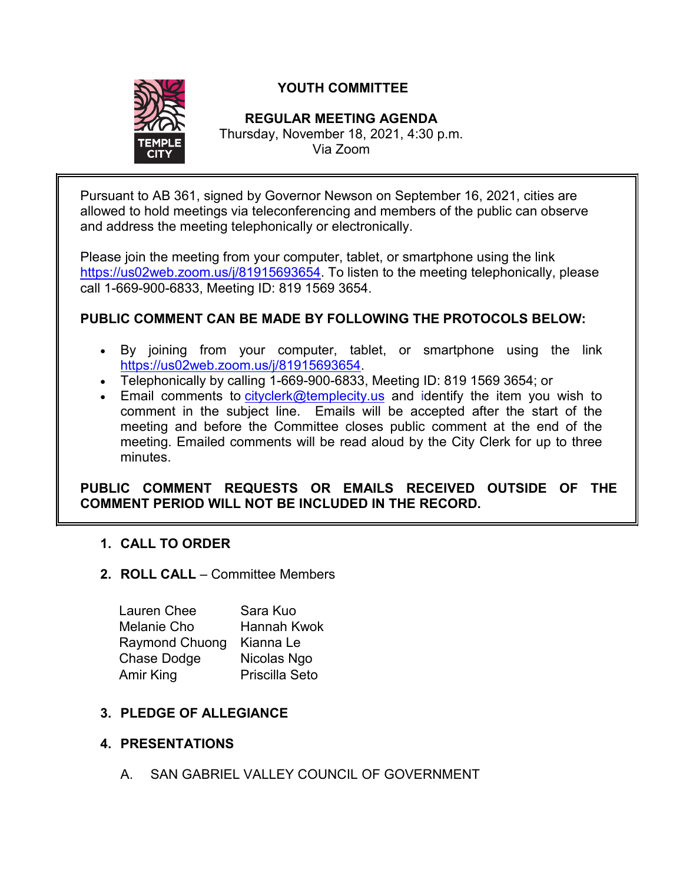# YOUTH COMMITTEE

## REGULAR MEETING AGENDA

Thursday, November 18, 2021, 4:30 p.m.
Via Zoom

Pursuant to AB 361, signed by Governor Newson on September 16, 2021, cities are allowed to hold meetings via teleconferencing and members of the public can observe and address the meeting telephonically or electronically.

Please join the meeting from your computer, tablet, or smartphone using the link https://us02web.zoom.us/j/81915693654. To listen to the meeting telephonically, please call 1-669-900-6833, Meeting ID: 819 1569 3654.

**PUBLIC COMMENT CAN BE MADE BY FOLLOWING THE PROTOCOLS BELOW:**

- By joining from your computer, tablet, or smartphone using the link https://us02web.zoom.us/j/81915693654.
- Telephonically by calling 1-669-900-6833, Meeting ID: 819 1569 3654; or
- Email comments to cityclerk@templecity.us and identify the item you wish to comment in the subject line. Emails will be accepted after the start of the meeting and before the Committee closes public comment at the end of the meeting. Emailed comments will be read aloud by the City Clerk for up to three minutes.

**PUBLIC COMMENT REQUESTS OR EMAILS RECEIVED OUTSIDE OF THE COMMENT PERIOD WILL NOT BE INCLUDED IN THE RECORD.**

1. **CALL TO ORDER**

2. **ROLL CALL** – Committee Members

| | |
|---|---|
| Lauren Chee | Sara Kuo |
| Melanie Cho | Hannah Kwok |
| Raymond Chuong | Kianna Le |
| Chase Dodge | Nicolas Ngo |
| Amir King | Priscilla Seto |

3. **PLEDGE OF ALLEGIANCE**

4. **PRESENTATIONS**

   A. SAN GABRIEL VALLEY COUNCIL OF GOVERNMENT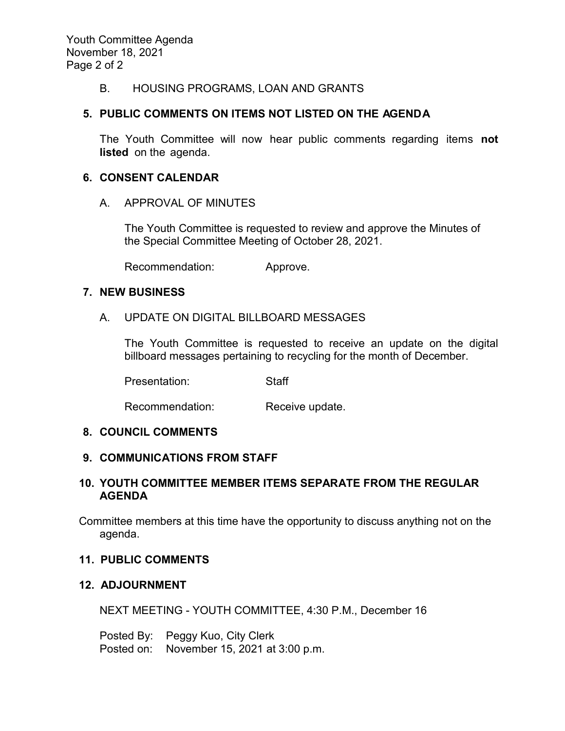B. HOUSING PROGRAMS, LOAN AND GRANTS

**5. PUBLIC COMMENTS ON ITEMS NOT LISTED ON THE AGENDA**

The Youth Committee will now hear public comments regarding items **not listed** on the agenda.

**6. CONSENT CALENDAR**

A. APPROVAL OF MINUTES

The Youth Committee is requested to review and approve the Minutes of the Special Committee Meeting of October 28, 2021.

Recommendation: Approve.

**7. NEW BUSINESS**

A. UPDATE ON DIGITAL BILLBOARD MESSAGES

The Youth Committee is requested to receive an update on the digital billboard messages pertaining to recycling for the month of December.

Presentation: Staff

Recommendation: Receive update.

**8. COUNCIL COMMENTS**

**9. COMMUNICATIONS FROM STAFF**

**10. YOUTH COMMITTEE MEMBER ITEMS SEPARATE FROM THE REGULAR AGENDA**

Committee members at this time have the opportunity to discuss anything not on the agenda.

**11. PUBLIC COMMENTS**

**12. ADJOURNMENT**

NEXT MEETING - YOUTH COMMITTEE, 4:30 P.M., December 16

Posted By: Peggy Kuo, City Clerk
Posted on: November 15, 2021 at 3:00 p.m.